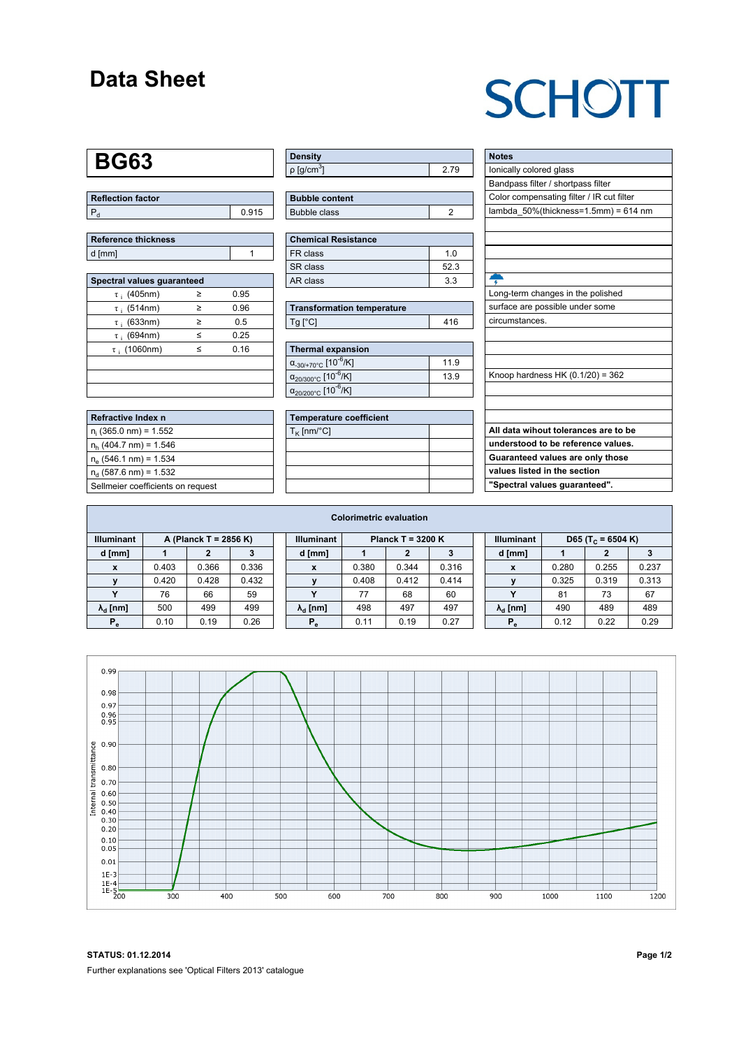# Data Sheet

SCHOTT

## BG63

| Reflection factor | |
|---|---|
| $P_d$ | 0.915 |

| Reference thickness | |
|---|---|
| d [mm] | 1 |

| Spectral values guaranteed | | |
|---|---|---|
| $\tau_i$ (405nm) | ≥ | 0.95 |
| $\tau_i$ (514nm) | ≥ | 0.96 |
| $\tau_i$ (633nm) | ≥ | 0.5 |
| $\tau_i$ (694nm) | ≤ | 0.25 |
| $\tau_i$ (1060nm) | ≤ | 0.16 |

| Refractive Index n |
|---|
| $n_i$ (365.0 nm) = 1.552 |
| $n_h$ (404.7 nm) = 1.546 |
| $n_e$ (546.1 nm) = 1.534 |
| $n_d$ (587.6 nm) = 1.532 |
| Sellmeier coefficients on request |

| Density | |
|---|---|
| ρ [g/cm$^3$] | 2.79 |

| Bubble content | |
|---|---|
| Bubble class | 2 |

| Chemical Resistance | |
|---|---|
| FR class | 1.0 |
| SR class | 52.3 |
| AR class | 3.3 |

| Transformation temperature | |
|---|---|
| Tg [°C] | 416 |

| Thermal expansion | |
|---|---|
| $\alpha_{-30/+70°C}$ [$10^{-6}$/K] | 11.9 |
| $\alpha_{20/300°C}$ [$10^{-6}$/K] | 13.9 |
| $\alpha_{20/200°C}$ [$10^{-6}$/K] | |

| Temperature coefficient | |
|---|---|
| $T_K$ [nm/°C] | |

| Notes |
|---|
| Ionically colored glass |
| Bandpass filter / shortpass filter |
| Color compensating filter / IR cut filter |
| lambda_50%(thickness=1.5mm) = 614 nm |
| Long-term changes in the polished surface are possible under some circumstances. |
| Knoop hardness HK (0.1/20) = 362 |
| **All data wihout tolerances are to be understood to be reference values. Guaranteed values are only those values listed in the section "Spectral values guaranteed".** |

## Colorimetric evaluation

| Illuminant | A (Planck T = 2856 K) | | | Illuminant | Planck T = 3200 K | | | Illuminant | D65 ($T_c$ = 6504 K) | | |
|---|---|---|---|---|---|---|---|---|---|---|---|
| d [mm] | 1 | 2 | 3 | d [mm] | 1 | 2 | 3 | d [mm] | 1 | 2 | 3 |
| x | 0.403 | 0.366 | 0.336 | x | 0.380 | 0.344 | 0.316 | x | 0.280 | 0.255 | 0.237 |
| y | 0.420 | 0.428 | 0.432 | y | 0.408 | 0.412 | 0.414 | y | 0.325 | 0.319 | 0.313 |
| Y | 76 | 66 | 59 | Y | 77 | 68 | 60 | Y | 81 | 73 | 67 |
| $\lambda_d$ [nm] | 500 | 499 | 499 | $\lambda_d$ [nm] | 498 | 497 | 497 | $\lambda_d$ [nm] | 490 | 489 | 489 |
| $P_e$ | 0.10 | 0.19 | 0.26 | $P_e$ | 0.11 | 0.19 | 0.27 | $P_e$ | 0.12 | 0.22 | 0.29 |

**STATUS: 01.12.2014**

Further explanations see 'Optical Filters 2013' catalogue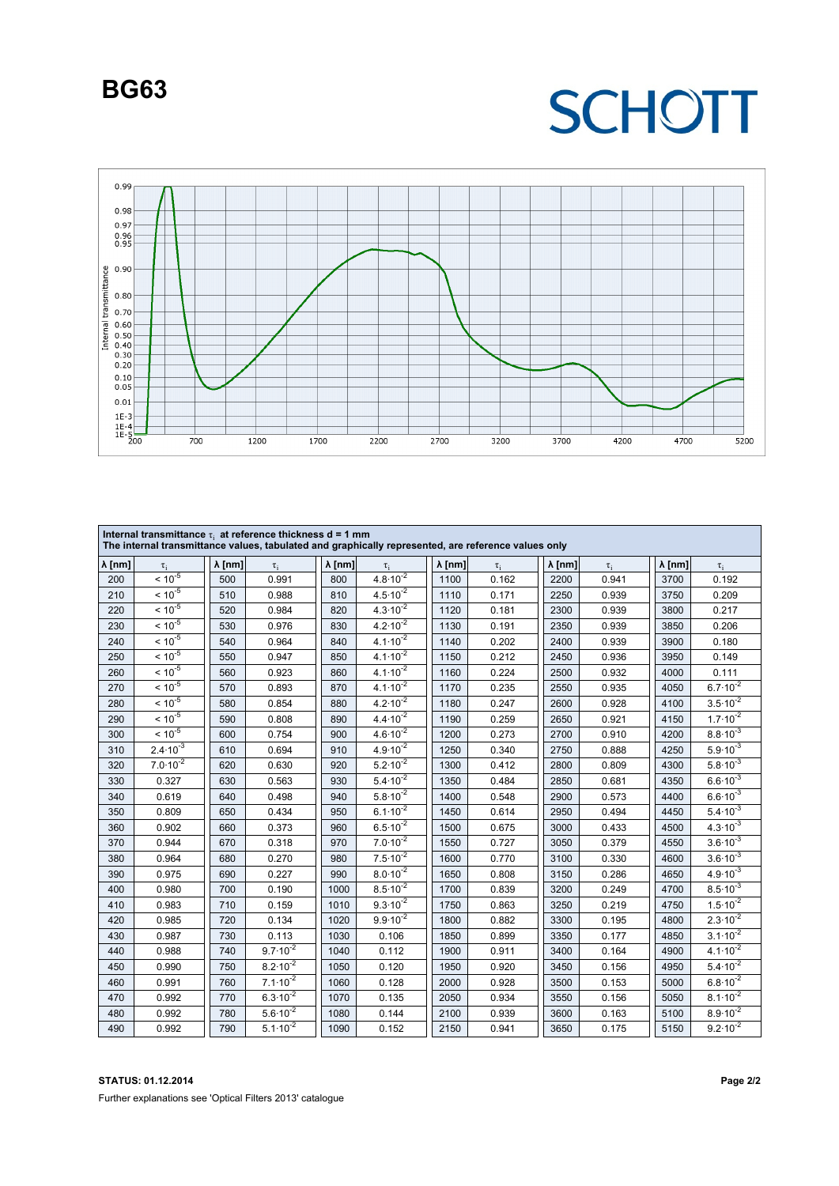# BG63

SCHOTT

0.99
0.98
0.97
0.96
0.95
0.90
0.80
0.70
0.60
0.50
0.40
0.30
0.20
0.10
0.05
0.01
1E-3
1E-4
1E-5

Internal transmittance

200 700 1200 1700 2200 2700 3200 3700 4200 4700 5200

**Internal transmittance $\tau_i$ at reference thickness d = 1 mm**
**The internal transmittance values, tabulated and graphically represented, are reference values only**

| λ [nm] | $\tau_i$ | λ [nm] | $\tau_i$ | λ [nm] | $\tau_i$ | λ [nm] | $\tau_i$ | λ [nm] | $\tau_i$ | λ [nm] | $\tau_i$ |
|---|---|---|---|---|---|---|---|---|---|---|---|
| 200 | $< 10^{-5}$ | 500 | 0.991 | 800 | $4.8 \cdot 10^{-2}$ | 1100 | 0.162 | 2200 | 0.941 | 3700 | 0.192 |
| 210 | $< 10^{-5}$ | 510 | 0.988 | 810 | $4.5 \cdot 10^{-2}$ | 1110 | 0.171 | 2250 | 0.939 | 3750 | 0.209 |
| 220 | $< 10^{-5}$ | 520 | 0.984 | 820 | $4.3 \cdot 10^{-2}$ | 1120 | 0.181 | 2300 | 0.939 | 3800 | 0.217 |
| 230 | $< 10^{-5}$ | 530 | 0.976 | 830 | $4.2 \cdot 10^{-2}$ | 1130 | 0.191 | 2350 | 0.939 | 3850 | 0.206 |
| 240 | $< 10^{-5}$ | 540 | 0.964 | 840 | $4.1 \cdot 10^{-2}$ | 1140 | 0.202 | 2400 | 0.939 | 3900 | 0.180 |
| 250 | $< 10^{-5}$ | 550 | 0.947 | 850 | $4.1 \cdot 10^{-2}$ | 1150 | 0.212 | 2450 | 0.936 | 3950 | 0.149 |
| 260 | $< 10^{-5}$ | 560 | 0.923 | 860 | $4.1 \cdot 10^{-2}$ | 1160 | 0.224 | 2500 | 0.932 | 4000 | 0.111 |
| 270 | $< 10^{-5}$ | 570 | 0.893 | 870 | $4.1 \cdot 10^{-2}$ | 1170 | 0.235 | 2550 | 0.935 | 4050 | $6.7 \cdot 10^{-2}$ |
| 280 | $< 10^{-5}$ | 580 | 0.854 | 880 | $4.2 \cdot 10^{-2}$ | 1180 | 0.247 | 2600 | 0.928 | 4100 | $3.5 \cdot 10^{-2}$ |
| 290 | $< 10^{-5}$ | 590 | 0.808 | 890 | $4.4 \cdot 10^{-2}$ | 1190 | 0.259 | 2650 | 0.921 | 4150 | $1.7 \cdot 10^{-2}$ |
| 300 | $< 10^{-5}$ | 600 | 0.754 | 900 | $4.6 \cdot 10^{-2}$ | 1200 | 0.273 | 2700 | 0.910 | 4200 | $8.8 \cdot 10^{-3}$ |
| 310 | $2.4 \cdot 10^{-3}$ | 610 | 0.694 | 910 | $4.9 \cdot 10^{-2}$ | 1250 | 0.340 | 2750 | 0.888 | 4250 | $5.9 \cdot 10^{-3}$ |
| 320 | $7.0 \cdot 10^{-2}$ | 620 | 0.630 | 920 | $5.2 \cdot 10^{-2}$ | 1300 | 0.412 | 2800 | 0.809 | 4300 | $5.8 \cdot 10^{-3}$ |
| 330 | 0.327 | 630 | 0.563 | 930 | $5.4 \cdot 10^{-2}$ | 1350 | 0.484 | 2850 | 0.681 | 4350 | $6.6 \cdot 10^{-3}$ |
| 340 | 0.619 | 640 | 0.498 | 940 | $5.8 \cdot 10^{-2}$ | 1400 | 0.548 | 2900 | 0.573 | 4400 | $6.6 \cdot 10^{-3}$ |
| 350 | 0.809 | 650 | 0.434 | 950 | $6.1 \cdot 10^{-2}$ | 1450 | 0.614 | 2950 | 0.494 | 4450 | $5.4 \cdot 10^{-3}$ |
| 360 | 0.902 | 660 | 0.373 | 960 | $6.5 \cdot 10^{-2}$ | 1500 | 0.675 | 3000 | 0.433 | 4500 | $4.3 \cdot 10^{-3}$ |
| 370 | 0.944 | 670 | 0.318 | 970 | $7.0 \cdot 10^{-2}$ | 1550 | 0.727 | 3050 | 0.379 | 4550 | $3.6 \cdot 10^{-3}$ |
| 380 | 0.964 | 680 | 0.270 | 980 | $7.5 \cdot 10^{-2}$ | 1600 | 0.770 | 3100 | 0.330 | 4600 | $3.6 \cdot 10^{-3}$ |
| 390 | 0.975 | 690 | 0.227 | 990 | $8.0 \cdot 10^{-2}$ | 1650 | 0.808 | 3150 | 0.286 | 4650 | $4.9 \cdot 10^{-3}$ |
| 400 | 0.980 | 700 | 0.190 | 1000 | $8.5 \cdot 10^{-2}$ | 1700 | 0.839 | 3200 | 0.249 | 4700 | $8.5 \cdot 10^{-3}$ |
| 410 | 0.983 | 710 | 0.159 | 1010 | $9.3 \cdot 10^{-2}$ | 1750 | 0.863 | 3250 | 0.219 | 4750 | $1.5 \cdot 10^{-2}$ |
| 420 | 0.985 | 720 | 0.134 | 1020 | $9.9 \cdot 10^{-2}$ | 1800 | 0.882 | 3300 | 0.195 | 4800 | $2.3 \cdot 10^{-2}$ |
| 430 | 0.987 | 730 | 0.113 | 1030 | 0.106 | 1850 | 0.899 | 3350 | 0.177 | 4850 | $3.1 \cdot 10^{-2}$ |
| 440 | 0.988 | 740 | $9.7 \cdot 10^{-2}$ | 1040 | 0.112 | 1900 | 0.911 | 3400 | 0.164 | 4900 | $4.1 \cdot 10^{-2}$ |
| 450 | 0.990 | 750 | $8.2 \cdot 10^{-2}$ | 1050 | 0.120 | 1950 | 0.920 | 3450 | 0.156 | 4950 | $5.4 \cdot 10^{-2}$ |
| 460 | 0.991 | 760 | $7.1 \cdot 10^{-2}$ | 1060 | 0.128 | 2000 | 0.928 | 3500 | 0.153 | 5000 | $6.8 \cdot 10^{-2}$ |
| 470 | 0.992 | 770 | $6.3 \cdot 10^{-2}$ | 1070 | 0.135 | 2050 | 0.934 | 3550 | 0.156 | 5050 | $8.1 \cdot 10^{-2}$ |
| 480 | 0.992 | 780 | $5.6 \cdot 10^{-2}$ | 1080 | 0.144 | 2100 | 0.939 | 3600 | 0.163 | 5100 | $8.9 \cdot 10^{-2}$ |
| 490 | 0.992 | 790 | $5.1 \cdot 10^{-2}$ | 1090 | 0.152 | 2150 | 0.941 | 3650 | 0.175 | 5150 | $9.2 \cdot 10^{-2}$ |

**STATUS: 01.12.2014**

Further explanations see 'Optical Filters 2013' catalogue